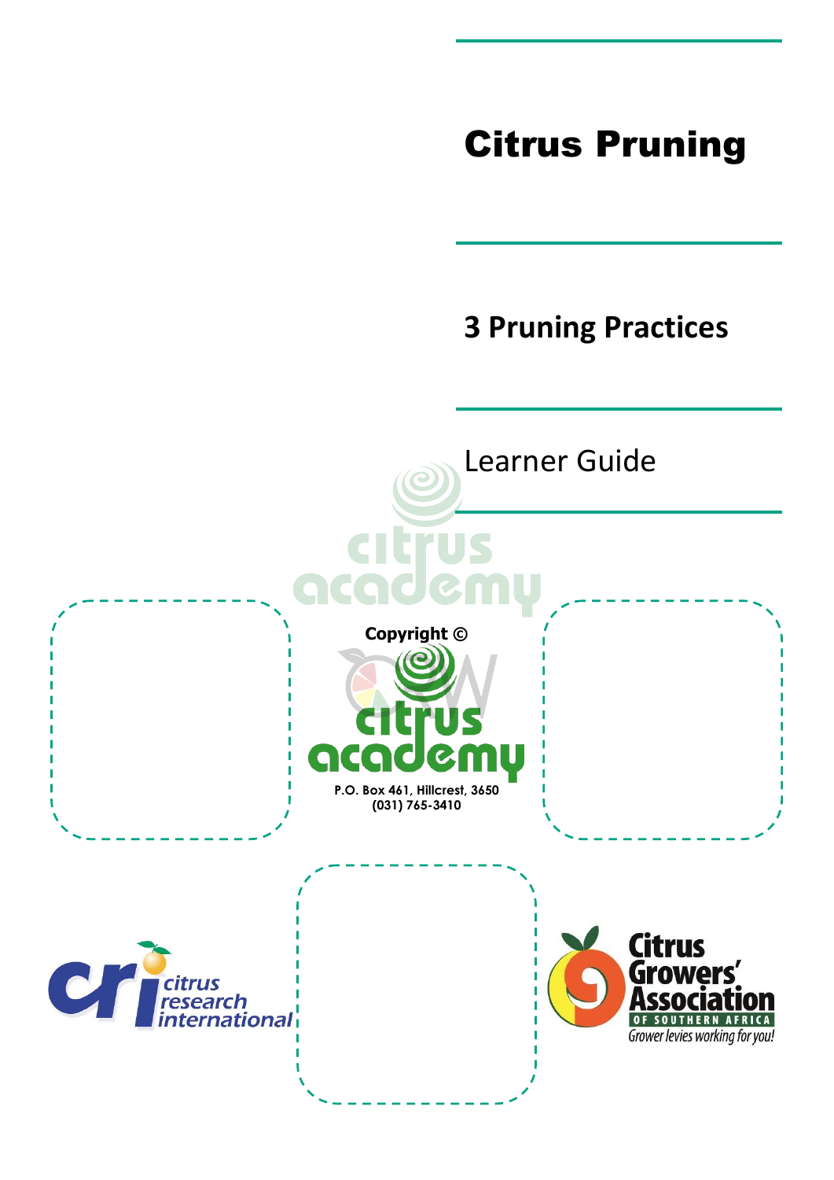# Citrus Pruning

## 3 Pruning Practices

Learner Guide

**Copyright ©**

**P.O. Box 461, Hillcrest, 3650**
**(031) 765-3410**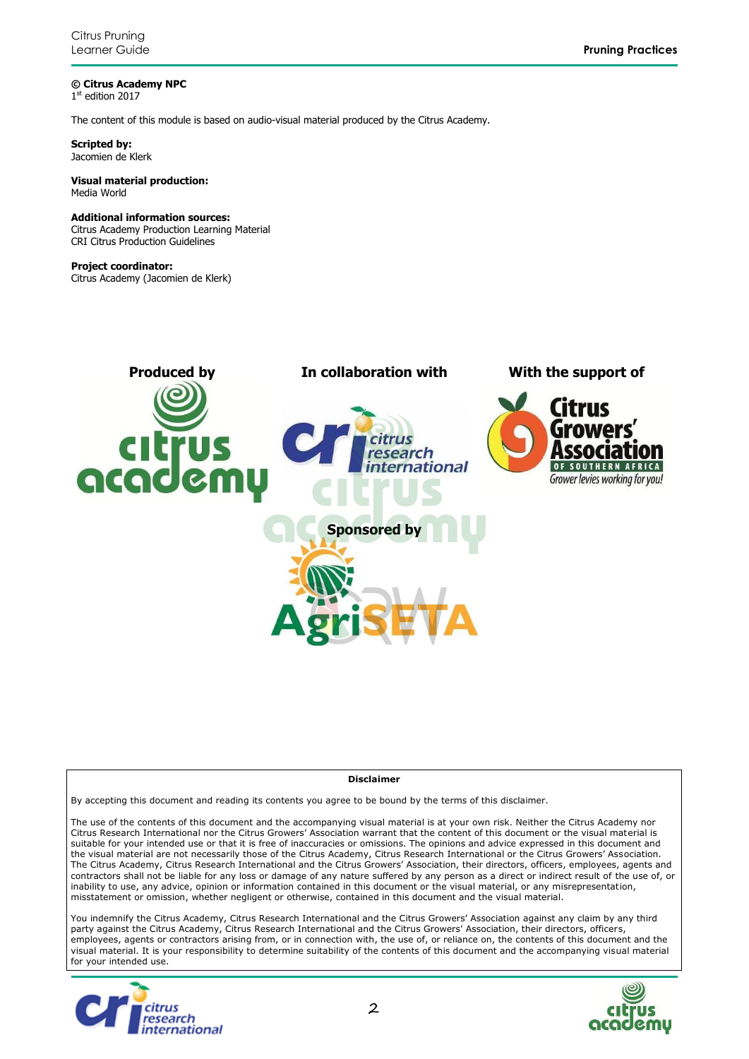**© Citrus Academy NPC**
1st edition 2017

The content of this module is based on audio-visual material produced by the Citrus Academy.

**Scripted by:**
Jacomien de Klerk

**Visual material production:**
Media World

**Additional information sources:**
Citrus Academy Production Learning Material
CRI Citrus Production Guidelines

**Project coordinator:**
Citrus Academy (Jacomien de Klerk)

**Produced by**

**In collaboration with**

**With the support of**

**Sponsored by**

**Disclaimer**

By accepting this document and reading its contents you agree to be bound by the terms of this disclaimer.

The use of the contents of this document and the accompanying visual material is at your own risk. Neither the Citrus Academy nor Citrus Research International nor the Citrus Growers' Association warrant that the content of this document or the visual material is suitable for your intended use or that it is free of inaccuracies or omissions. The opinions and advice expressed in this document and the visual material are not necessarily those of the Citrus Academy, Citrus Research International or the Citrus Growers' Association. The Citrus Academy, Citrus Research International and the Citrus Growers' Association, their directors, officers, employees, agents and contractors shall not be liable for any loss or damage of any nature suffered by any person as a direct or indirect result of the use of, or inability to use, any advice, opinion or information contained in this document or the visual material, or any misrepresentation, misstatement or omission, whether negligent or otherwise, contained in this document and the visual material.

You indemnify the Citrus Academy, Citrus Research International and the Citrus Growers' Association against any claim by any third party against the Citrus Academy, Citrus Research International and the Citrus Growers' Association, their directors, officers, employees, agents or contractors arising from, or in connection with, the use of, or reliance on, the contents of this document and the visual material. It is your responsibility to determine suitability of the contents of this document and the accompanying visual material for your intended use.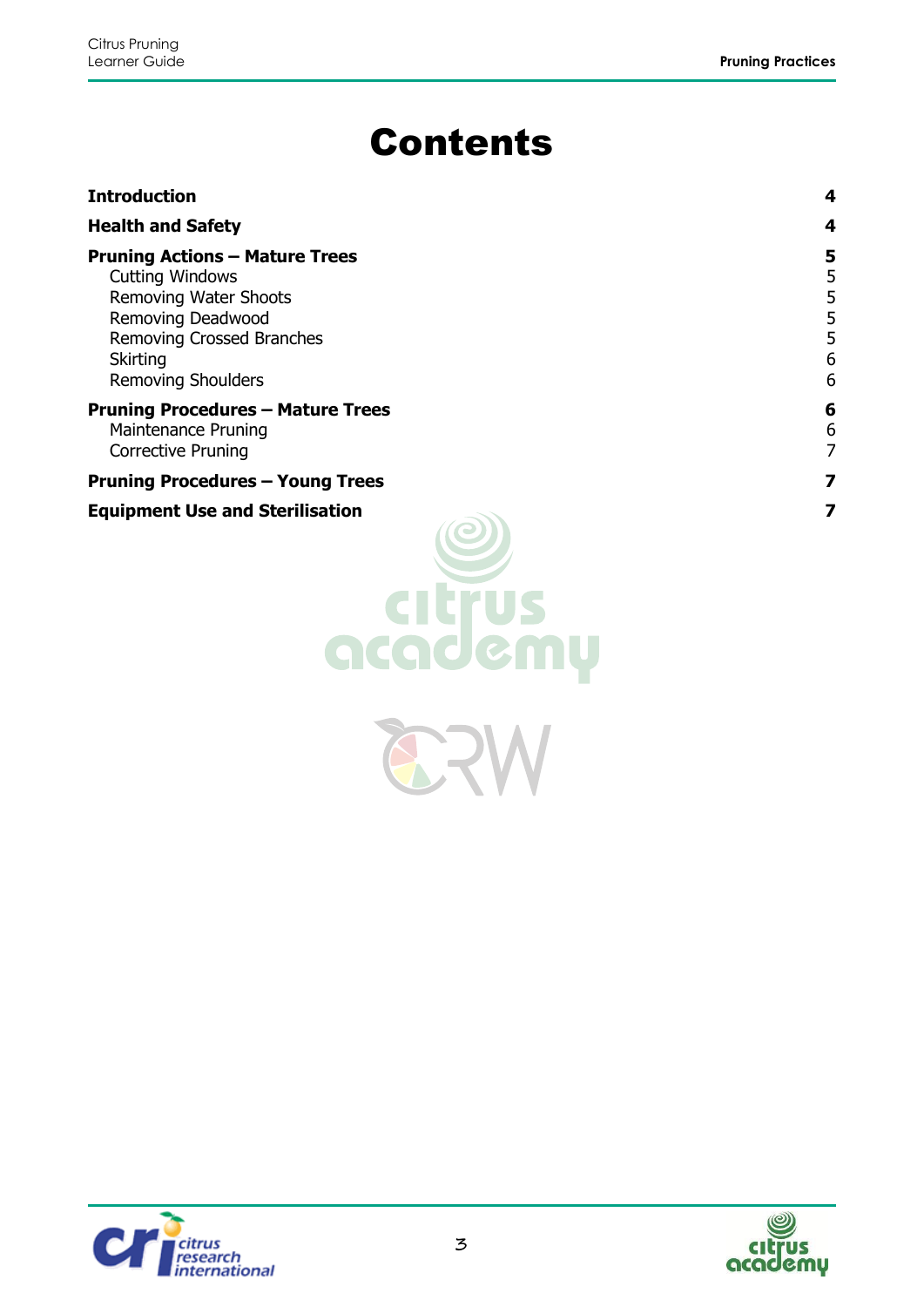# Contents

| | |
|---|---|
| **Introduction** | **4** |
| **Health and Safety** | **4** |
| **Pruning Actions – Mature Trees** | **5** |
| Cutting Windows | 5 |
| Removing Water Shoots | 5 |
| Removing Deadwood | 5 |
| Removing Crossed Branches | 5 |
| Skirting | 6 |
| Removing Shoulders | 6 |
| **Pruning Procedures – Mature Trees** | **6** |
| Maintenance Pruning | 6 |
| Corrective Pruning | 7 |
| **Pruning Procedures – Young Trees** | **7** |
| **Equipment Use and Sterilisation** | **7** |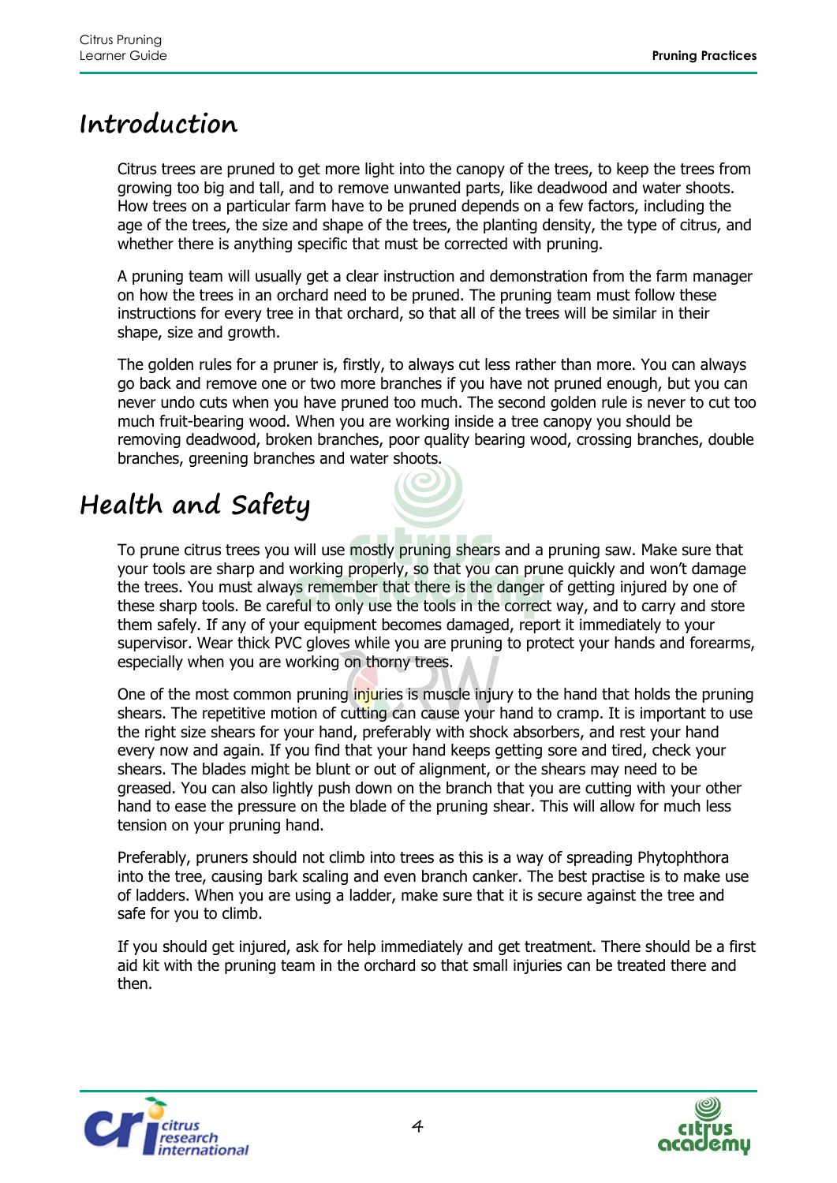# Introduction

Citrus trees are pruned to get more light into the canopy of the trees, to keep the trees from growing too big and tall, and to remove unwanted parts, like deadwood and water shoots. How trees on a particular farm have to be pruned depends on a few factors, including the age of the trees, the size and shape of the trees, the planting density, the type of citrus, and whether there is anything specific that must be corrected with pruning.

A pruning team will usually get a clear instruction and demonstration from the farm manager on how the trees in an orchard need to be pruned. The pruning team must follow these instructions for every tree in that orchard, so that all of the trees will be similar in their shape, size and growth.

The golden rules for a pruner is, firstly, to always cut less rather than more. You can always go back and remove one or two more branches if you have not pruned enough, but you can never undo cuts when you have pruned too much. The second golden rule is never to cut too much fruit-bearing wood. When you are working inside a tree canopy you should be removing deadwood, broken branches, poor quality bearing wood, crossing branches, double branches, greening branches and water shoots.

# Health and Safety

To prune citrus trees you will use mostly pruning shears and a pruning saw. Make sure that your tools are sharp and working properly, so that you can prune quickly and won't damage the trees. You must always remember that there is the danger of getting injured by one of these sharp tools. Be careful to only use the tools in the correct way, and to carry and store them safely. If any of your equipment becomes damaged, report it immediately to your supervisor. Wear thick PVC gloves while you are pruning to protect your hands and forearms, especially when you are working on thorny trees.

One of the most common pruning injuries is muscle injury to the hand that holds the pruning shears. The repetitive motion of cutting can cause your hand to cramp. It is important to use the right size shears for your hand, preferably with shock absorbers, and rest your hand every now and again. If you find that your hand keeps getting sore and tired, check your shears. The blades might be blunt or out of alignment, or the shears may need to be greased. You can also lightly push down on the branch that you are cutting with your other hand to ease the pressure on the blade of the pruning shear. This will allow for much less tension on your pruning hand.

Preferably, pruners should not climb into trees as this is a way of spreading Phytophthora into the tree, causing bark scaling and even branch canker. The best practise is to make use of ladders. When you are using a ladder, make sure that it is secure against the tree and safe for you to climb.

If you should get injured, ask for help immediately and get treatment. There should be a first aid kit with the pruning team in the orchard so that small injuries can be treated there and then.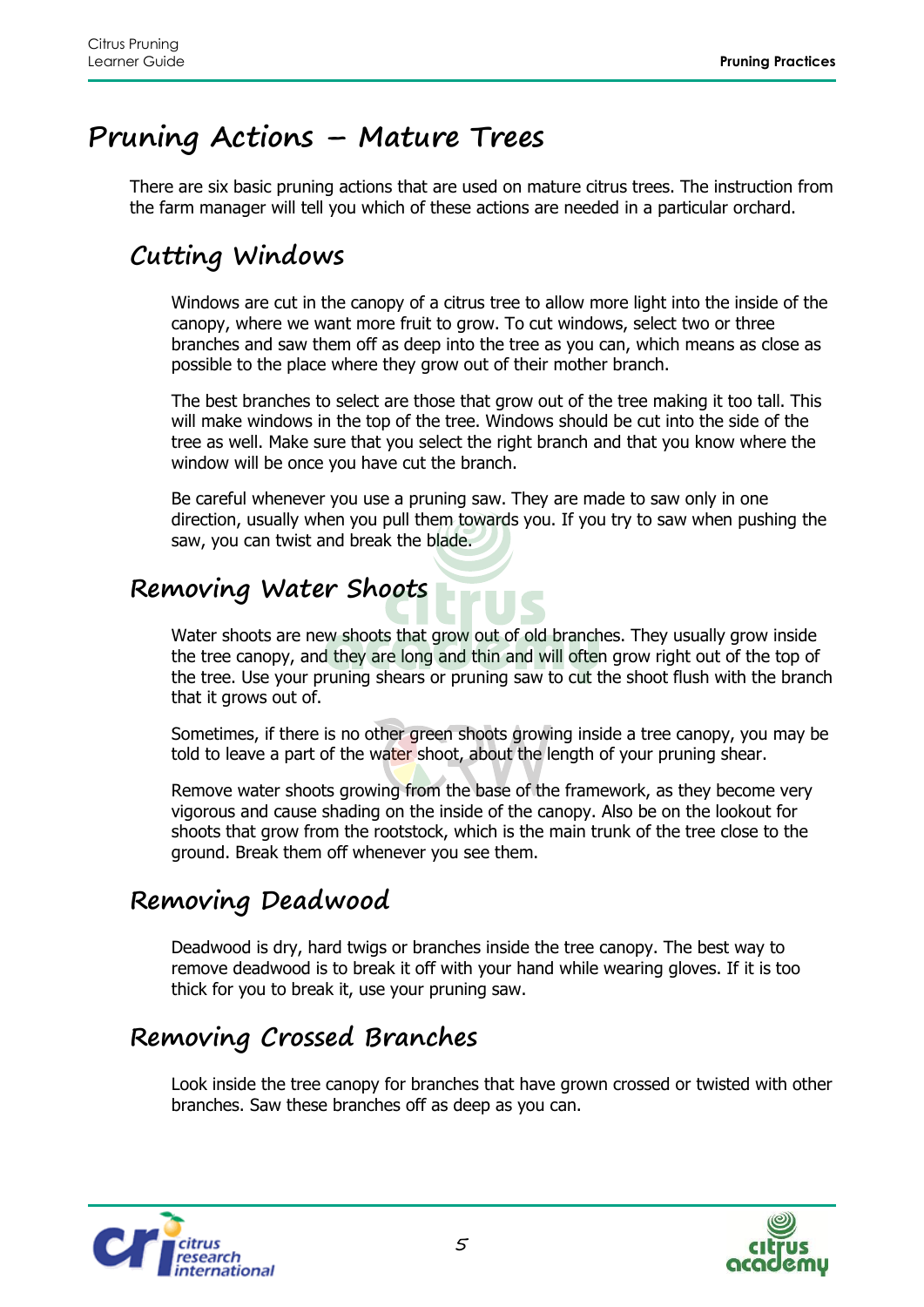# Pruning Actions – Mature Trees

There are six basic pruning actions that are used on mature citrus trees. The instruction from the farm manager will tell you which of these actions are needed in a particular orchard.

## Cutting Windows

Windows are cut in the canopy of a citrus tree to allow more light into the inside of the canopy, where we want more fruit to grow. To cut windows, select two or three branches and saw them off as deep into the tree as you can, which means as close as possible to the place where they grow out of their mother branch.

The best branches to select are those that grow out of the tree making it too tall. This will make windows in the top of the tree. Windows should be cut into the side of the tree as well. Make sure that you select the right branch and that you know where the window will be once you have cut the branch.

Be careful whenever you use a pruning saw. They are made to saw only in one direction, usually when you pull them towards you. If you try to saw when pushing the saw, you can twist and break the blade.

## Removing Water Shoots

Water shoots are new shoots that grow out of old branches. They usually grow inside the tree canopy, and they are long and thin and will often grow right out of the top of the tree. Use your pruning shears or pruning saw to cut the shoot flush with the branch that it grows out of.

Sometimes, if there is no other green shoots growing inside a tree canopy, you may be told to leave a part of the water shoot, about the length of your pruning shear.

Remove water shoots growing from the base of the framework, as they become very vigorous and cause shading on the inside of the canopy. Also be on the lookout for shoots that grow from the rootstock, which is the main trunk of the tree close to the ground. Break them off whenever you see them.

## Removing Deadwood

Deadwood is dry, hard twigs or branches inside the tree canopy. The best way to remove deadwood is to break it off with your hand while wearing gloves. If it is too thick for you to break it, use your pruning saw.

## Removing Crossed Branches

Look inside the tree canopy for branches that have grown crossed or twisted with other branches. Saw these branches off as deep as you can.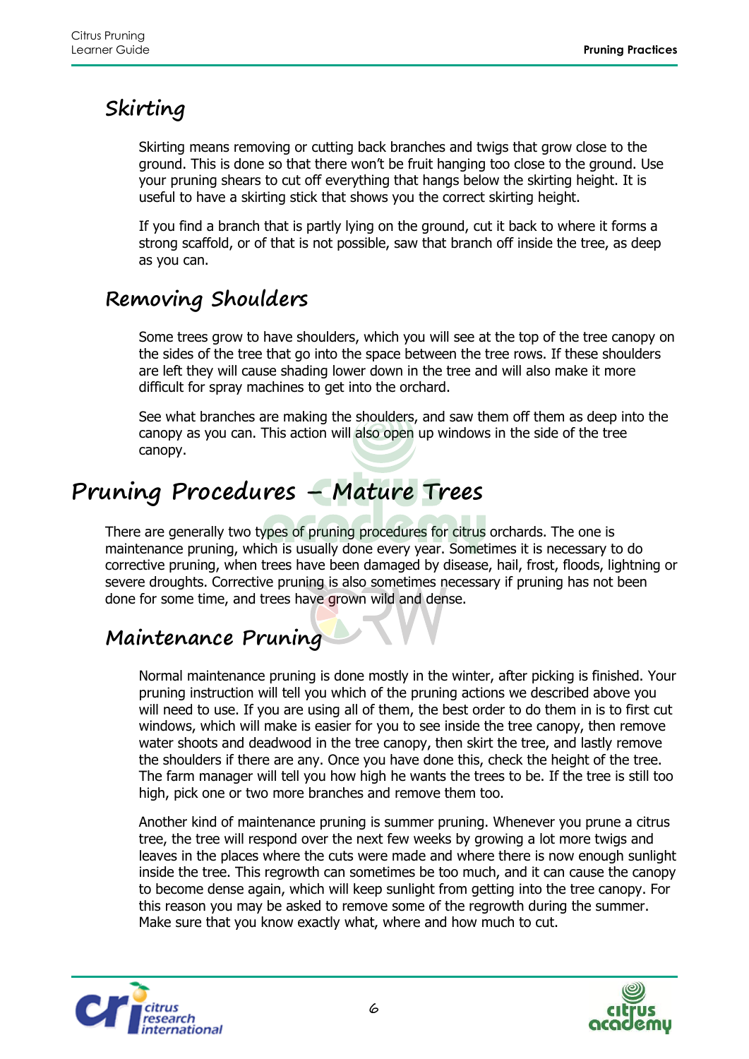## Skirting

Skirting means removing or cutting back branches and twigs that grow close to the ground. This is done so that there won't be fruit hanging too close to the ground. Use your pruning shears to cut off everything that hangs below the skirting height. It is useful to have a skirting stick that shows you the correct skirting height.

If you find a branch that is partly lying on the ground, cut it back to where it forms a strong scaffold, or of that is not possible, saw that branch off inside the tree, as deep as you can.

## Removing Shoulders

Some trees grow to have shoulders, which you will see at the top of the tree canopy on the sides of the tree that go into the space between the tree rows. If these shoulders are left they will cause shading lower down in the tree and will also make it more difficult for spray machines to get into the orchard.

See what branches are making the shoulders, and saw them off them as deep into the canopy as you can. This action will also open up windows in the side of the tree canopy.

# Pruning Procedures – Mature Trees

There are generally two types of pruning procedures for citrus orchards. The one is maintenance pruning, which is usually done every year. Sometimes it is necessary to do corrective pruning, when trees have been damaged by disease, hail, frost, floods, lightning or severe droughts. Corrective pruning is also sometimes necessary if pruning has not been done for some time, and trees have grown wild and dense.

## Maintenance Pruning

Normal maintenance pruning is done mostly in the winter, after picking is finished. Your pruning instruction will tell you which of the pruning actions we described above you will need to use. If you are using all of them, the best order to do them in is to first cut windows, which will make is easier for you to see inside the tree canopy, then remove water shoots and deadwood in the tree canopy, then skirt the tree, and lastly remove the shoulders if there are any. Once you have done this, check the height of the tree. The farm manager will tell you how high he wants the trees to be. If the tree is still too high, pick one or two more branches and remove them too.

Another kind of maintenance pruning is summer pruning. Whenever you prune a citrus tree, the tree will respond over the next few weeks by growing a lot more twigs and leaves in the places where the cuts were made and where there is now enough sunlight inside the tree. This regrowth can sometimes be too much, and it can cause the canopy to become dense again, which will keep sunlight from getting into the tree canopy. For this reason you may be asked to remove some of the regrowth during the summer. Make sure that you know exactly what, where and how much to cut.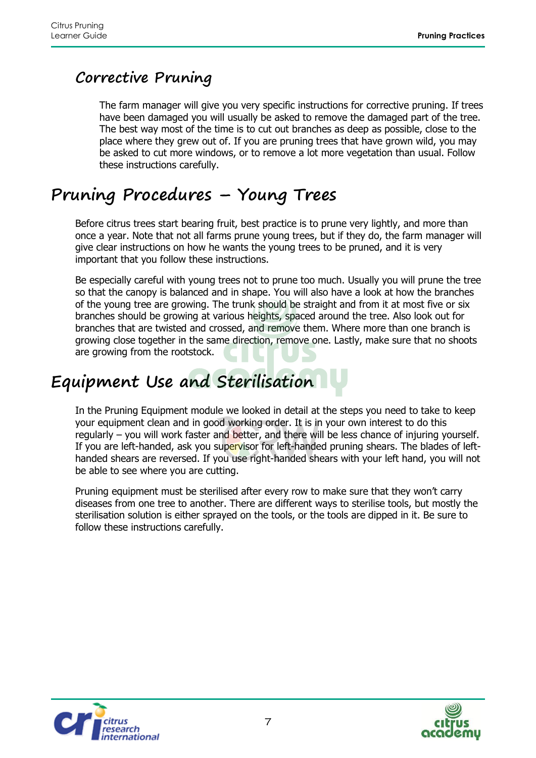### Corrective Pruning

The farm manager will give you very specific instructions for corrective pruning. If trees have been damaged you will usually be asked to remove the damaged part of the tree. The best way most of the time is to cut out branches as deep as possible, close to the place where they grew out of. If you are pruning trees that have grown wild, you may be asked to cut more windows, or to remove a lot more vegetation than usual. Follow these instructions carefully.

## Pruning Procedures – Young Trees

Before citrus trees start bearing fruit, best practice is to prune very lightly, and more than once a year. Note that not all farms prune young trees, but if they do, the farm manager will give clear instructions on how he wants the young trees to be pruned, and it is very important that you follow these instructions.

Be especially careful with young trees not to prune too much. Usually you will prune the tree so that the canopy is balanced and in shape. You will also have a look at how the branches of the young tree are growing. The trunk should be straight and from it at most five or six branches should be growing at various heights, spaced around the tree. Also look out for branches that are twisted and crossed, and remove them. Where more than one branch is growing close together in the same direction, remove one. Lastly, make sure that no shoots are growing from the rootstock.

## Equipment Use and Sterilisation

In the Pruning Equipment module we looked in detail at the steps you need to take to keep your equipment clean and in good working order. It is in your own interest to do this regularly – you will work faster and better, and there will be less chance of injuring yourself. If you are left-handed, ask you supervisor for left-handed pruning shears. The blades of left-handed shears are reversed. If you use right-handed shears with your left hand, you will not be able to see where you are cutting.

Pruning equipment must be sterilised after every row to make sure that they won't carry diseases from one tree to another. There are different ways to sterilise tools, but mostly the sterilisation solution is either sprayed on the tools, or the tools are dipped in it. Be sure to follow these instructions carefully.